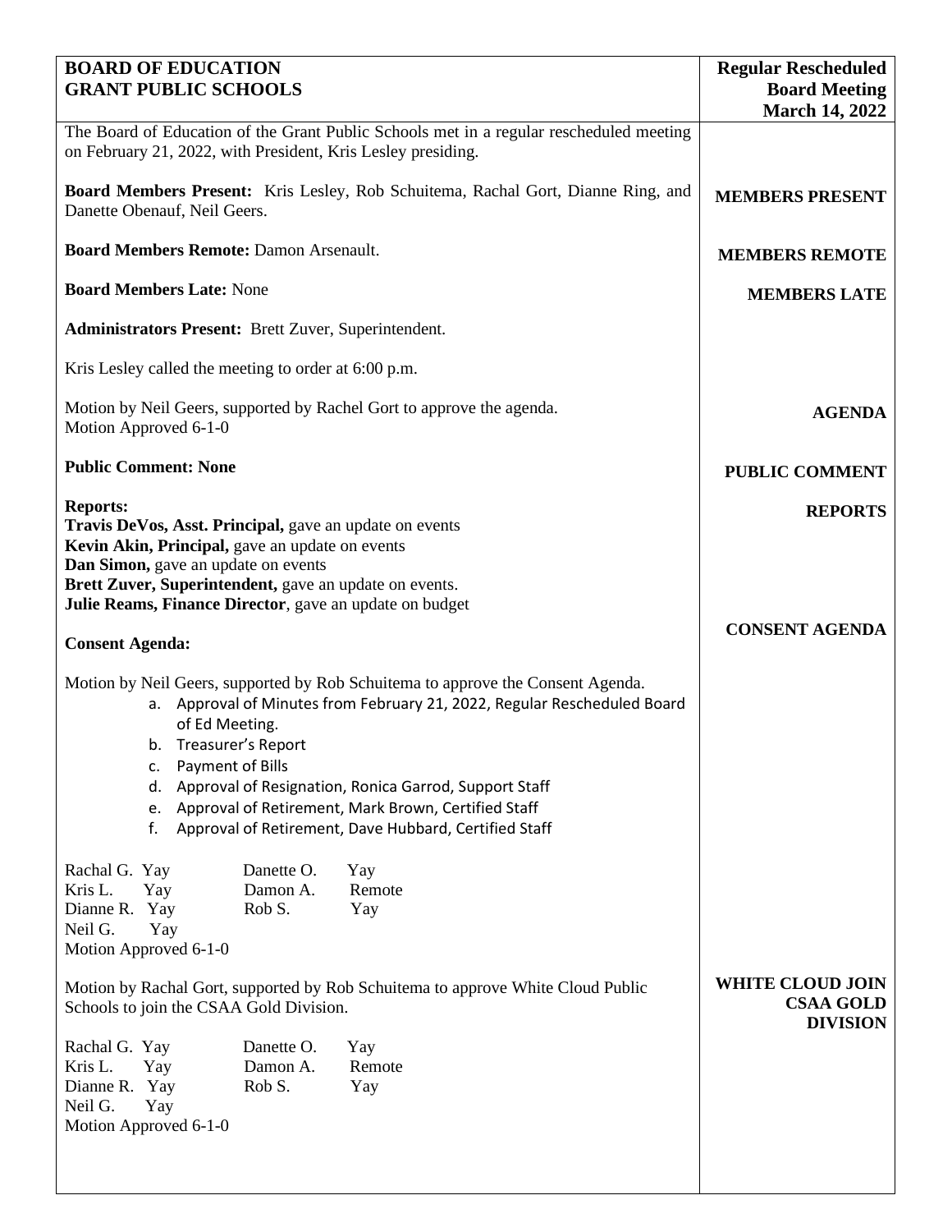| BOARD OF EDUCATION<br>GRANT PUBLIC SCHOOLS | Regular Rescheduled Board Meeting March 14, 2022 |
|---|---|

The Board of Education of the Grant Public Schools met in a regular rescheduled meeting on February 21, 2022, with President, Kris Lesley presiding.

**MEMBERS PRESENT**

**Board Members Present:** Kris Lesley, Rob Schuitema, Rachal Gort, Dianne Ring, and Danette Obenauf, Neil Geers.

**MEMBERS REMOTE**

**Board Members Remote:** Damon Arsenault.

**MEMBERS LATE**

**Board Members Late:** None

**Administrators Present:** Brett Zuver, Superintendent.

Kris Lesley called the meeting to order at 6:00 p.m.

**AGENDA**

Motion by Neil Geers, supported by Rachel Gort to approve the agenda.
Motion Approved 6-1-0

**PUBLIC COMMENT**

**Public Comment: None**

**REPORTS**

**Reports:**
**Travis DeVos, Asst. Principal,** gave an update on events
**Kevin Akin, Principal,** gave an update on events
**Dan Simon,** gave an update on events
**Brett Zuver, Superintendent,** gave an update on events.
**Julie Reams, Finance Director**, gave an update on budget

**CONSENT AGENDA**

**Consent Agenda:**

Motion by Neil Geers, supported by Rob Schuitema to approve the Consent Agenda.

a. Approval of Minutes from February 21, 2022, Regular Rescheduled Board of Ed Meeting.
b. Treasurer's Report
c. Payment of Bills
d. Approval of Resignation, Ronica Garrod, Support Staff
e. Approval of Retirement, Mark Brown, Certified Staff
f. Approval of Retirement, Dave Hubbard, Certified Staff

Rachal G. Yay    Danette O. Yay
Kris L. Yay    Damon A. Remote
Dianne R. Yay    Rob S. Yay
Neil G. Yay
Motion Approved 6-1-0

**WHITE CLOUD JOIN CSAA GOLD DIVISION**

Motion by Rachal Gort, supported by Rob Schuitema to approve White Cloud Public Schools to join the CSAA Gold Division.

Rachal G. Yay    Danette O. Yay
Kris L. Yay    Damon A. Remote
Dianne R. Yay    Rob S. Yay
Neil G. Yay
Motion Approved 6-1-0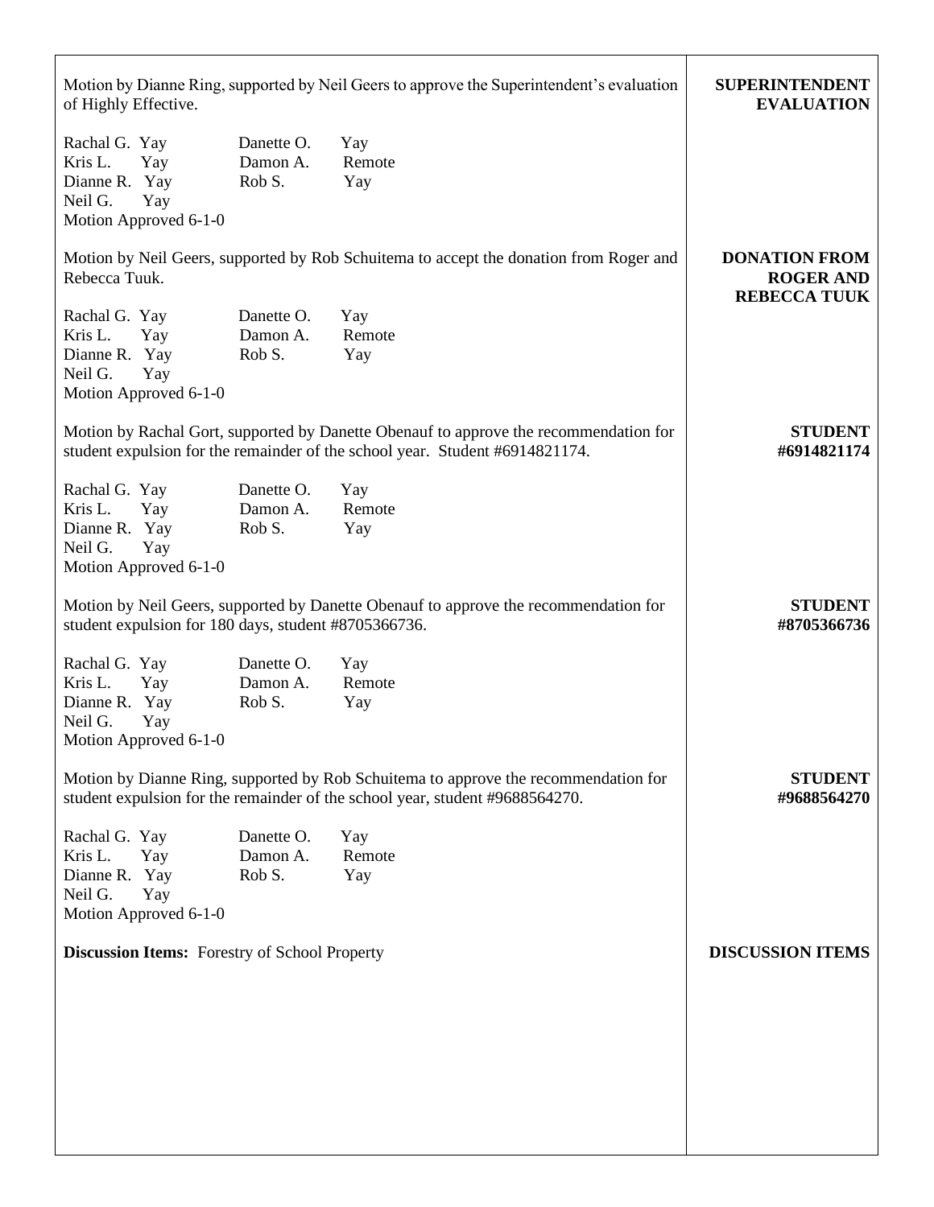**SUPERINTENDENT EVALUATION**

Motion by Dianne Ring, supported by Neil Geers to approve the Superintendent's evaluation of Highly Effective.

| | | | |
|---|---|---|---|
| Rachal G. | Yay | Danette O. | Yay |
| Kris L. | Yay | Damon A. | Remote |
| Dianne R. | Yay | Rob S. | Yay |
| Neil G. | Yay | | |

Motion Approved 6-1-0

**DONATION FROM ROGER AND REBECCA TUUK**

Motion by Neil Geers, supported by Rob Schuitema to accept the donation from Roger and Rebecca Tuuk.

| | | | |
|---|---|---|---|
| Rachal G. | Yay | Danette O. | Yay |
| Kris L. | Yay | Damon A. | Remote |
| Dianne R. | Yay | Rob S. | Yay |
| Neil G. | Yay | | |

Motion Approved 6-1-0

**STUDENT #6914821174**

Motion by Rachal Gort, supported by Danette Obenauf to approve the recommendation for student expulsion for the remainder of the school year. Student #6914821174.

| | | | |
|---|---|---|---|
| Rachal G. | Yay | Danette O. | Yay |
| Kris L. | Yay | Damon A. | Remote |
| Dianne R. | Yay | Rob S. | Yay |
| Neil G. | Yay | | |

Motion Approved 6-1-0

**STUDENT #8705366736**

Motion by Neil Geers, supported by Danette Obenauf to approve the recommendation for student expulsion for 180 days, student #8705366736.

| | | | |
|---|---|---|---|
| Rachal G. | Yay | Danette O. | Yay |
| Kris L. | Yay | Damon A. | Remote |
| Dianne R. | Yay | Rob S. | Yay |
| Neil G. | Yay | | |

Motion Approved 6-1-0

**STUDENT #9688564270**

Motion by Dianne Ring, supported by Rob Schuitema to approve the recommendation for student expulsion for the remainder of the school year, student #9688564270.

| | | | |
|---|---|---|---|
| Rachal G. | Yay | Danette O. | Yay |
| Kris L. | Yay | Damon A. | Remote |
| Dianne R. | Yay | Rob S. | Yay |
| Neil G. | Yay | | |

Motion Approved 6-1-0

**DISCUSSION ITEMS**

**Discussion Items:** Forestry of School Property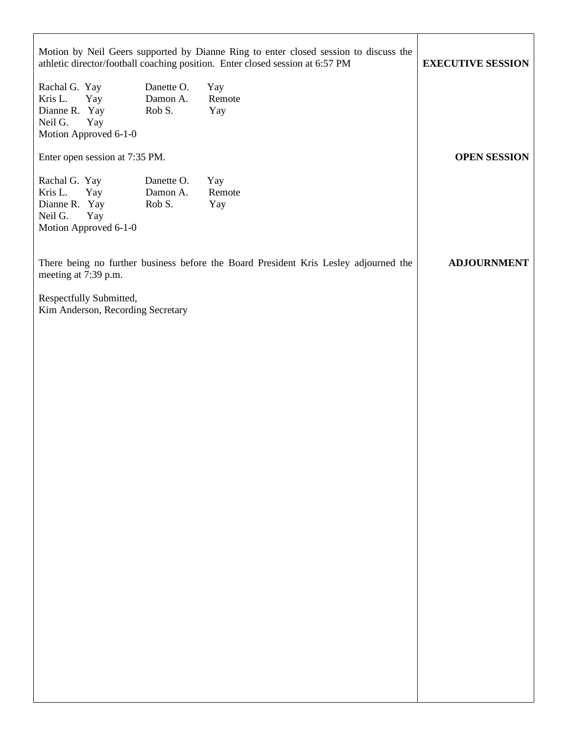**EXECUTIVE SESSION**

Motion by Neil Geers supported by Dianne Ring to enter closed session to discuss the athletic director/football coaching position. Enter closed session at 6:57 PM

| | | | |
|---|---|---|---|
| Rachal G. | Yay | Danette O. | Yay |
| Kris L. | Yay | Damon A. | Remote |
| Dianne R. | Yay | Rob S. | Yay |
| Neil G. | Yay | | |

Motion Approved 6-1-0

**OPEN SESSION**

Enter open session at 7:35 PM.

| | | | |
|---|---|---|---|
| Rachal G. | Yay | Danette O. | Yay |
| Kris L. | Yay | Damon A. | Remote |
| Dianne R. | Yay | Rob S. | Yay |
| Neil G. | Yay | | |

Motion Approved 6-1-0

**ADJOURNMENT**

There being no further business before the Board President Kris Lesley adjourned the meeting at 7:39 p.m.

Respectfully Submitted,
Kim Anderson, Recording Secretary